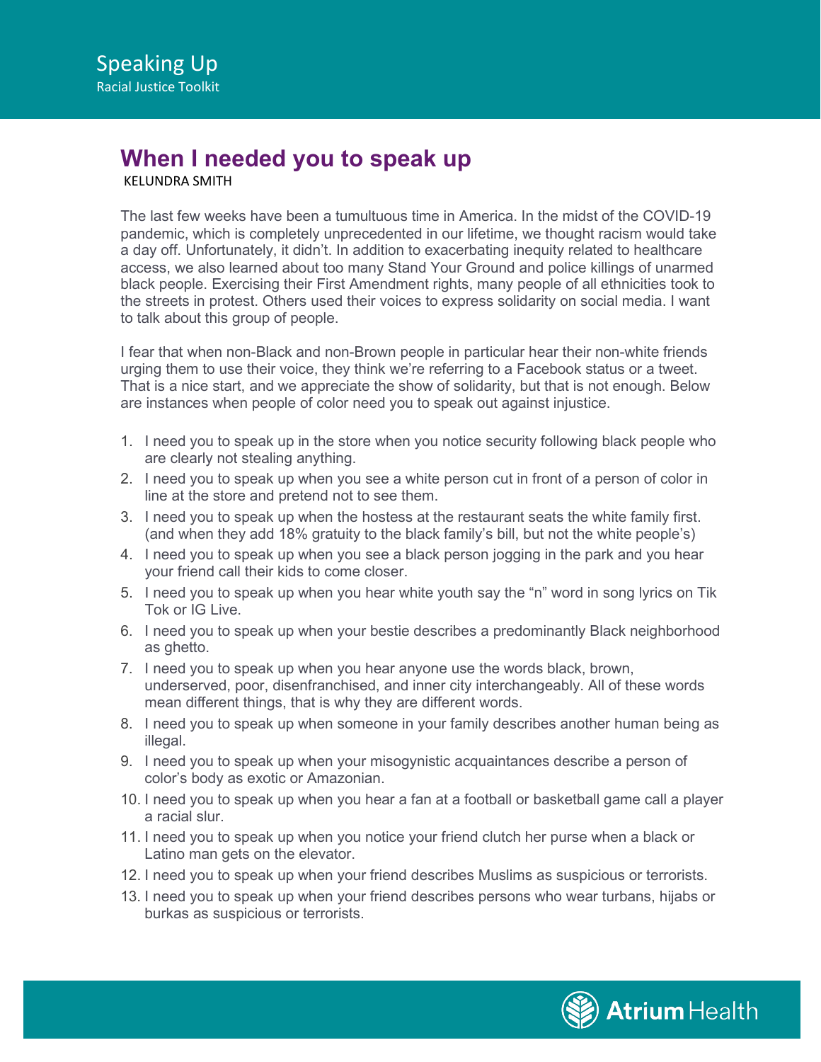Speaking Up
Racial Justice Toolkit

# When I needed you to speak up

KELUNDRA SMITH

The last few weeks have been a tumultuous time in America. In the midst of the COVID-19 pandemic, which is completely unprecedented in our lifetime, we thought racism would take a day off. Unfortunately, it didn't. In addition to exacerbating inequity related to healthcare access, we also learned about too many Stand Your Ground and police killings of unarmed black people. Exercising their First Amendment rights, many people of all ethnicities took to the streets in protest. Others used their voices to express solidarity on social media. I want to talk about this group of people.

I fear that when non-Black and non-Brown people in particular hear their non-white friends urging them to use their voice, they think we're referring to a Facebook status or a tweet. That is a nice start, and we appreciate the show of solidarity, but that is not enough. Below are instances when people of color need you to speak out against injustice.

1. I need you to speak up in the store when you notice security following black people who are clearly not stealing anything.
2. I need you to speak up when you see a white person cut in front of a person of color in line at the store and pretend not to see them.
3. I need you to speak up when the hostess at the restaurant seats the white family first. (and when they add 18% gratuity to the black family's bill, but not the white people's)
4. I need you to speak up when you see a black person jogging in the park and you hear your friend call their kids to come closer.
5. I need you to speak up when you hear white youth say the "n" word in song lyrics on Tik Tok or IG Live.
6. I need you to speak up when your bestie describes a predominantly Black neighborhood as ghetto.
7. I need you to speak up when you hear anyone use the words black, brown, underserved, poor, disenfranchised, and inner city interchangeably. All of these words mean different things, that is why they are different words.
8. I need you to speak up when someone in your family describes another human being as illegal.
9. I need you to speak up when your misogynistic acquaintances describe a person of color's body as exotic or Amazonian.
10. I need you to speak up when you hear a fan at a football or basketball game call a player a racial slur.
11. I need you to speak up when you notice your friend clutch her purse when a black or Latino man gets on the elevator.
12. I need you to speak up when your friend describes Muslims as suspicious or terrorists.
13. I need you to speak up when your friend describes persons who wear turbans, hijabs or burkas as suspicious or terrorists.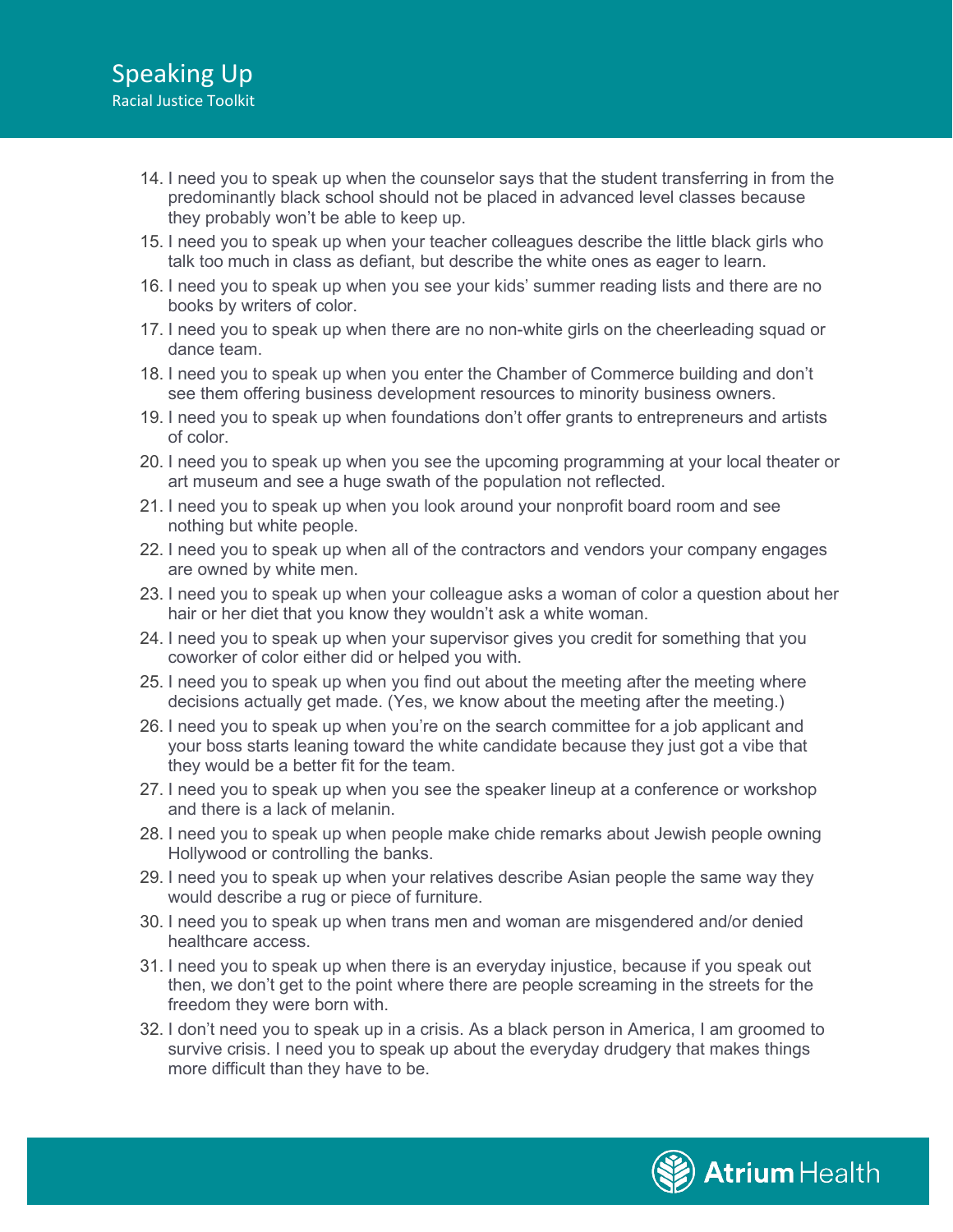14. I need you to speak up when the counselor says that the student transferring in from the predominantly black school should not be placed in advanced level classes because they probably won't be able to keep up.
15. I need you to speak up when your teacher colleagues describe the little black girls who talk too much in class as defiant, but describe the white ones as eager to learn.
16. I need you to speak up when you see your kids' summer reading lists and there are no books by writers of color.
17. I need you to speak up when there are no non-white girls on the cheerleading squad or dance team.
18. I need you to speak up when you enter the Chamber of Commerce building and don't see them offering business development resources to minority business owners.
19. I need you to speak up when foundations don't offer grants to entrepreneurs and artists of color.
20. I need you to speak up when you see the upcoming programming at your local theater or art museum and see a huge swath of the population not reflected.
21. I need you to speak up when you look around your nonprofit board room and see nothing but white people.
22. I need you to speak up when all of the contractors and vendors your company engages are owned by white men.
23. I need you to speak up when your colleague asks a woman of color a question about her hair or her diet that you know they wouldn't ask a white woman.
24. I need you to speak up when your supervisor gives you credit for something that you coworker of color either did or helped you with.
25. I need you to speak up when you find out about the meeting after the meeting where decisions actually get made. (Yes, we know about the meeting after the meeting.)
26. I need you to speak up when you're on the search committee for a job applicant and your boss starts leaning toward the white candidate because they just got a vibe that they would be a better fit for the team.
27. I need you to speak up when you see the speaker lineup at a conference or workshop and there is a lack of melanin.
28. I need you to speak up when people make chide remarks about Jewish people owning Hollywood or controlling the banks.
29. I need you to speak up when your relatives describe Asian people the same way they would describe a rug or piece of furniture.
30. I need you to speak up when trans men and woman are misgendered and/or denied healthcare access.
31. I need you to speak up when there is an everyday injustice, because if you speak out then, we don't get to the point where there are people screaming in the streets for the freedom they were born with.
32. I don't need you to speak up in a crisis. As a black person in America, I am groomed to survive crisis. I need you to speak up about the everyday drudgery that makes things more difficult than they have to be.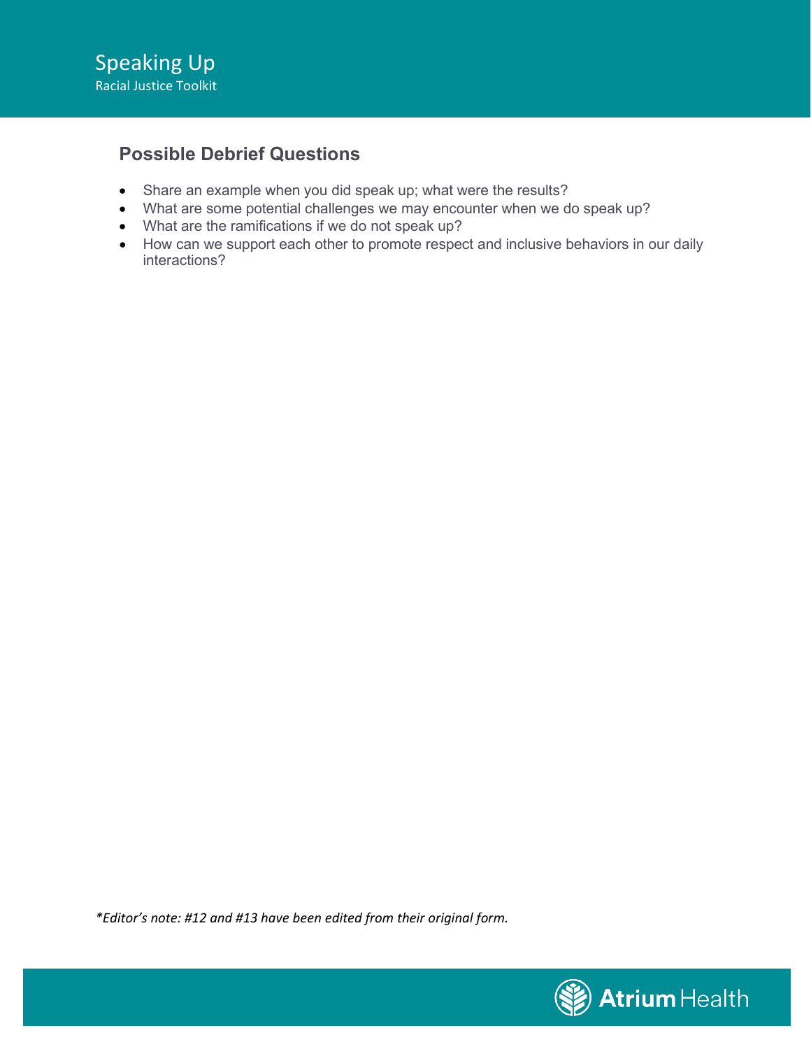## Possible Debrief Questions

- Share an example when you did speak up; what were the results?
- What are some potential challenges we may encounter when we do speak up?
- What are the ramifications if we do not speak up?
- How can we support each other to promote respect and inclusive behaviors in our daily interactions?

*\*Editor's note: #12 and #13 have been edited from their original form.*